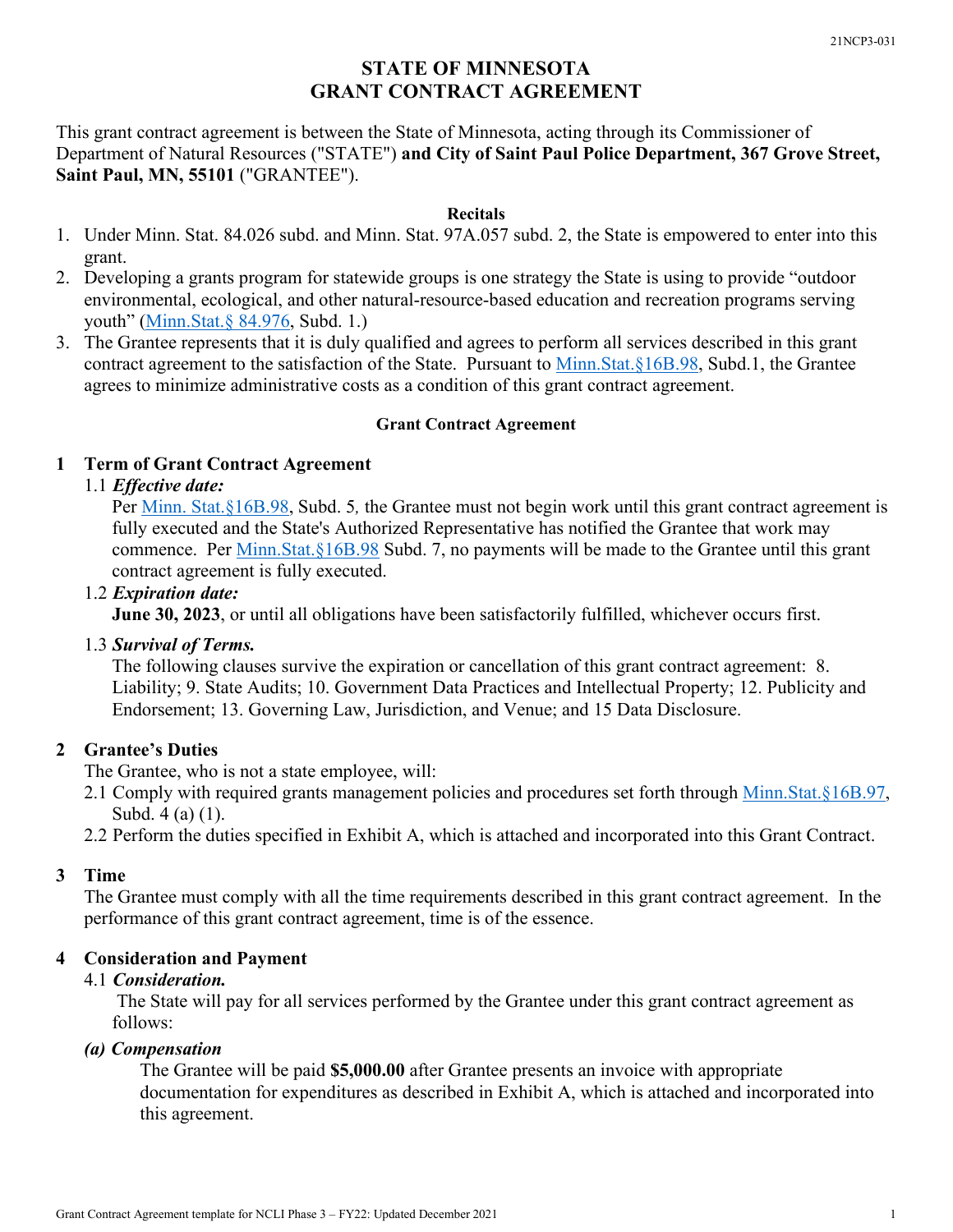21NCP3-031

# STATE OF MINNESOTA
# GRANT CONTRACT AGREEMENT

This grant contract agreement is between the State of Minnesota, acting through its Commissioner of Department of Natural Resources ("STATE") **and City of Saint Paul Police Department, 367 Grove Street, Saint Paul, MN, 55101** ("GRANTEE").

**Recitals**

1. Under Minn. Stat. 84.026 subd. and Minn. Stat. 97A.057 subd. 2, the State is empowered to enter into this grant.
2. Developing a grants program for statewide groups is one strategy the State is using to provide "outdoor environmental, ecological, and other natural-resource-based education and recreation programs serving youth" (Minn.Stat.§ 84.976, Subd. 1.)
3. The Grantee represents that it is duly qualified and agrees to perform all services described in this grant contract agreement to the satisfaction of the State. Pursuant to Minn.Stat.§16B.98, Subd.1, the Grantee agrees to minimize administrative costs as a condition of this grant contract agreement.

**Grant Contract Agreement**

## 1 Term of Grant Contract Agreement

1.1 ***Effective date:***
Per Minn. Stat.§16B.98, Subd. 5, the Grantee must not begin work until this grant contract agreement is fully executed and the State's Authorized Representative has notified the Grantee that work may commence. Per Minn.Stat.§16B.98 Subd. 7, no payments will be made to the Grantee until this grant contract agreement is fully executed.

1.2 ***Expiration date:***
**June 30, 2023**, or until all obligations have been satisfactorily fulfilled, whichever occurs first.

1.3 ***Survival of Terms.***
The following clauses survive the expiration or cancellation of this grant contract agreement: 8. Liability; 9. State Audits; 10. Government Data Practices and Intellectual Property; 12. Publicity and Endorsement; 13. Governing Law, Jurisdiction, and Venue; and 15 Data Disclosure.

## 2 Grantee's Duties

The Grantee, who is not a state employee, will:

2.1 Comply with required grants management policies and procedures set forth through Minn.Stat.§16B.97, Subd. 4 (a) (1).

2.2 Perform the duties specified in Exhibit A, which is attached and incorporated into this Grant Contract.

## 3 Time

The Grantee must comply with all the time requirements described in this grant contract agreement. In the performance of this grant contract agreement, time is of the essence.

## 4 Consideration and Payment

4.1 ***Consideration.***
The State will pay for all services performed by the Grantee under this grant contract agreement as follows:

***(a) Compensation***
The Grantee will be paid **$5,000.00** after Grantee presents an invoice with appropriate documentation for expenditures as described in Exhibit A, which is attached and incorporated into this agreement.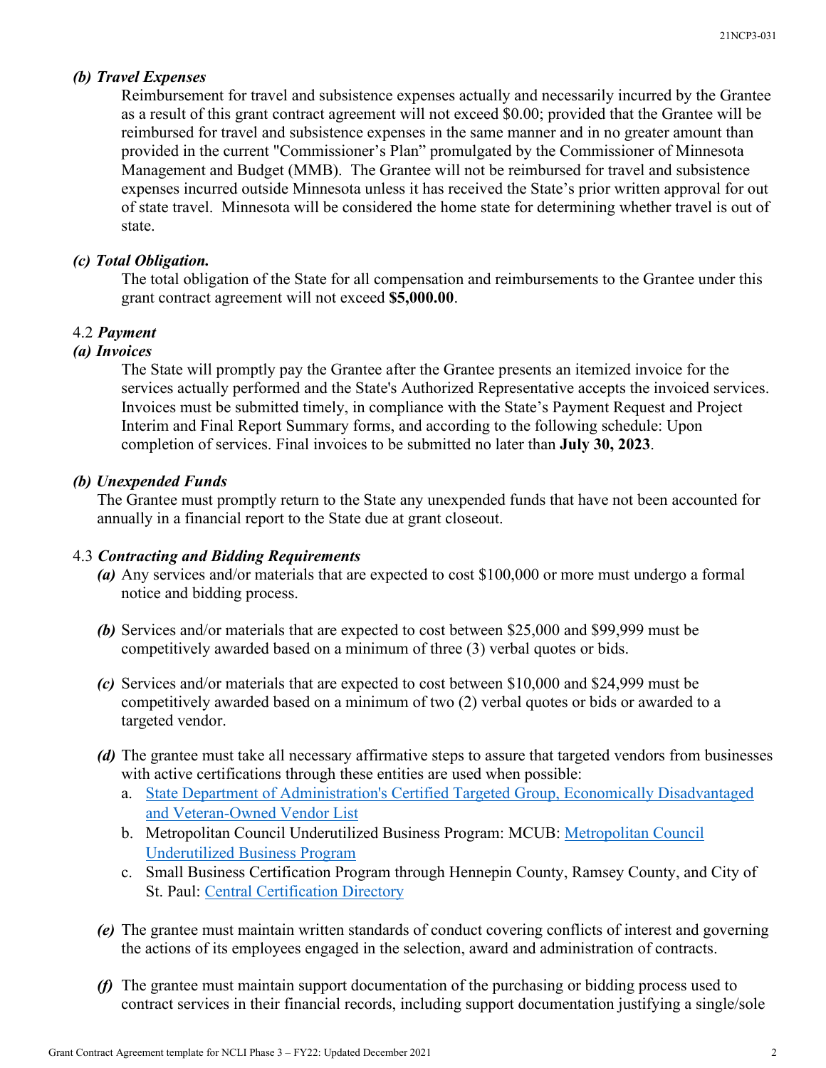***(b) Travel Expenses***

Reimbursement for travel and subsistence expenses actually and necessarily incurred by the Grantee as a result of this grant contract agreement will not exceed $0.00; provided that the Grantee will be reimbursed for travel and subsistence expenses in the same manner and in no greater amount than provided in the current "Commissioner's Plan" promulgated by the Commissioner of Minnesota Management and Budget (MMB). The Grantee will not be reimbursed for travel and subsistence expenses incurred outside Minnesota unless it has received the State's prior written approval for out of state travel. Minnesota will be considered the home state for determining whether travel is out of state.

***(c) Total Obligation.***

The total obligation of the State for all compensation and reimbursements to the Grantee under this grant contract agreement will not exceed **$5,000.00**.

4.2 ***Payment***

***(a) Invoices***

The State will promptly pay the Grantee after the Grantee presents an itemized invoice for the services actually performed and the State's Authorized Representative accepts the invoiced services. Invoices must be submitted timely, in compliance with the State's Payment Request and Project Interim and Final Report Summary forms, and according to the following schedule: Upon completion of services. Final invoices to be submitted no later than **July 30, 2023**.

***(b) Unexpended Funds***

The Grantee must promptly return to the State any unexpended funds that have not been accounted for annually in a financial report to the State due at grant closeout.

4.3 ***Contracting and Bidding Requirements***

***(a)*** Any services and/or materials that are expected to cost $100,000 or more must undergo a formal notice and bidding process.

***(b)*** Services and/or materials that are expected to cost between $25,000 and $99,999 must be competitively awarded based on a minimum of three (3) verbal quotes or bids.

***(c)*** Services and/or materials that are expected to cost between $10,000 and $24,999 must be competitively awarded based on a minimum of two (2) verbal quotes or bids or awarded to a targeted vendor.

***(d)*** The grantee must take all necessary affirmative steps to assure that targeted vendors from businesses with active certifications through these entities are used when possible:

a. State Department of Administration's Certified Targeted Group, Economically Disadvantaged and Veteran-Owned Vendor List
b. Metropolitan Council Underutilized Business Program: MCUB: Metropolitan Council Underutilized Business Program
c. Small Business Certification Program through Hennepin County, Ramsey County, and City of St. Paul: Central Certification Directory

***(e)*** The grantee must maintain written standards of conduct covering conflicts of interest and governing the actions of its employees engaged in the selection, award and administration of contracts.

***(f)*** The grantee must maintain support documentation of the purchasing or bidding process used to contract services in their financial records, including support documentation justifying a single/sole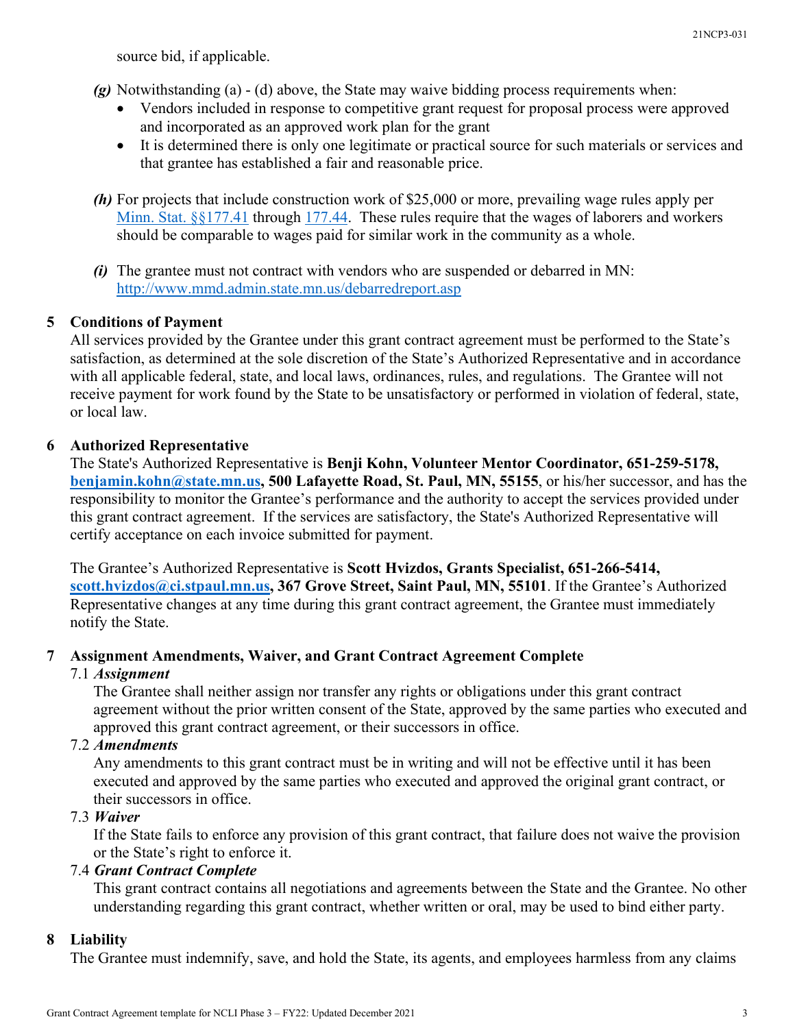source bid, if applicable.

*(g)* Notwithstanding (a) - (d) above, the State may waive bidding process requirements when:

- Vendors included in response to competitive grant request for proposal process were approved and incorporated as an approved work plan for the grant
- It is determined there is only one legitimate or practical source for such materials or services and that grantee has established a fair and reasonable price.

*(h)* For projects that include construction work of $25,000 or more, prevailing wage rules apply per [Minn. Stat. §§177.41](https://www.revisor.mn.gov/statutes/cite/177.41) through [177.44](https://www.revisor.mn.gov/statutes/cite/177.44). These rules require that the wages of laborers and workers should be comparable to wages paid for similar work in the community as a whole.

*(i)* The grantee must not contract with vendors who are suspended or debarred in MN: [http://www.mmd.admin.state.mn.us/debarredreport.asp](http://www.mmd.admin.state.mn.us/debarredreport.asp)

## 5 Conditions of Payment

All services provided by the Grantee under this grant contract agreement must be performed to the State's satisfaction, as determined at the sole discretion of the State's Authorized Representative and in accordance with all applicable federal, state, and local laws, ordinances, rules, and regulations. The Grantee will not receive payment for work found by the State to be unsatisfactory or performed in violation of federal, state, or local law.

## 6 Authorized Representative

The State's Authorized Representative is **Benji Kohn, Volunteer Mentor Coordinator, 651-259-5178, [benjamin.kohn@state.mn.us](mailto:benjamin.kohn@state.mn.us), 500 Lafayette Road, St. Paul, MN, 55155**, or his/her successor, and has the responsibility to monitor the Grantee's performance and the authority to accept the services provided under this grant contract agreement. If the services are satisfactory, the State's Authorized Representative will certify acceptance on each invoice submitted for payment.

The Grantee's Authorized Representative is **Scott Hvizdos, Grants Specialist, 651-266-5414, [scott.hvizdos@ci.stpaul.mn.us](mailto:scott.hvizdos@ci.stpaul.mn.us), 367 Grove Street, Saint Paul, MN, 55101**. If the Grantee's Authorized Representative changes at any time during this grant contract agreement, the Grantee must immediately notify the State.

## 7 Assignment Amendments, Waiver, and Grant Contract Agreement Complete

### 7.1 *Assignment*

The Grantee shall neither assign nor transfer any rights or obligations under this grant contract agreement without the prior written consent of the State, approved by the same parties who executed and approved this grant contract agreement, or their successors in office.

### 7.2 *Amendments*

Any amendments to this grant contract must be in writing and will not be effective until it has been executed and approved by the same parties who executed and approved the original grant contract, or their successors in office.

### 7.3 *Waiver*

If the State fails to enforce any provision of this grant contract, that failure does not waive the provision or the State's right to enforce it.

### 7.4 *Grant Contract Complete*

This grant contract contains all negotiations and agreements between the State and the Grantee. No other understanding regarding this grant contract, whether written or oral, may be used to bind either party.

## 8 Liability

The Grantee must indemnify, save, and hold the State, its agents, and employees harmless from any claims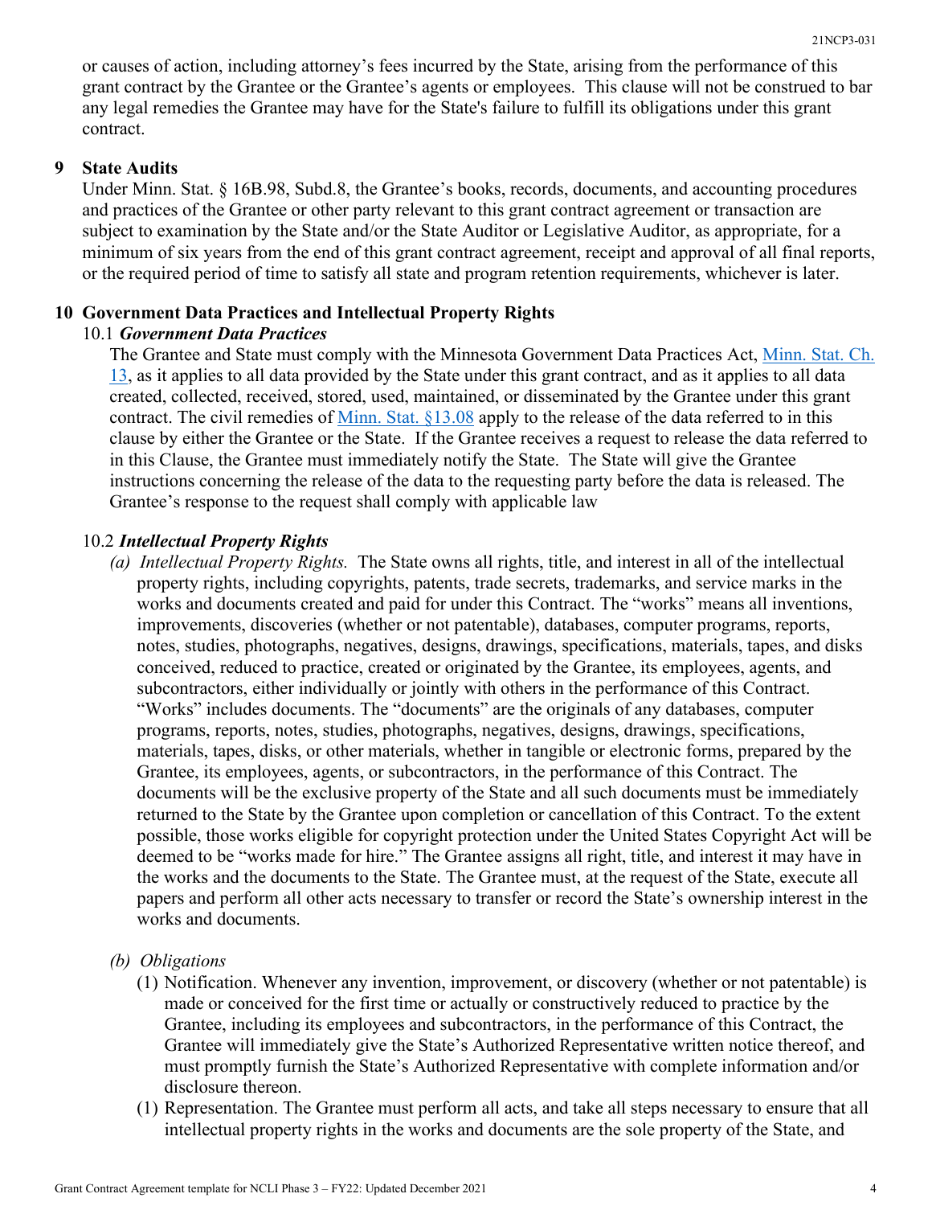or causes of action, including attorney's fees incurred by the State, arising from the performance of this grant contract by the Grantee or the Grantee's agents or employees. This clause will not be construed to bar any legal remedies the Grantee may have for the State's failure to fulfill its obligations under this grant contract.

## 9 State Audits

Under Minn. Stat. § 16B.98, Subd.8, the Grantee's books, records, documents, and accounting procedures and practices of the Grantee or other party relevant to this grant contract agreement or transaction are subject to examination by the State and/or the State Auditor or Legislative Auditor, as appropriate, for a minimum of six years from the end of this grant contract agreement, receipt and approval of all final reports, or the required period of time to satisfy all state and program retention requirements, whichever is later.

## 10 Government Data Practices and Intellectual Property Rights

### 10.1 *Government Data Practices*

The Grantee and State must comply with the Minnesota Government Data Practices Act, [Minn. Stat. Ch. 13](), as it applies to all data provided by the State under this grant contract, and as it applies to all data created, collected, received, stored, used, maintained, or disseminated by the Grantee under this grant contract. The civil remedies of [Minn. Stat. §13.08]() apply to the release of the data referred to in this clause by either the Grantee or the State. If the Grantee receives a request to release the data referred to in this Clause, the Grantee must immediately notify the State. The State will give the Grantee instructions concerning the release of the data to the requesting party before the data is released. The Grantee's response to the request shall comply with applicable law

### 10.2 *Intellectual Property Rights*

*(a) Intellectual Property Rights.* The State owns all rights, title, and interest in all of the intellectual property rights, including copyrights, patents, trade secrets, trademarks, and service marks in the works and documents created and paid for under this Contract. The "works" means all inventions, improvements, discoveries (whether or not patentable), databases, computer programs, reports, notes, studies, photographs, negatives, designs, drawings, specifications, materials, tapes, and disks conceived, reduced to practice, created or originated by the Grantee, its employees, agents, and subcontractors, either individually or jointly with others in the performance of this Contract. "Works" includes documents. The "documents" are the originals of any databases, computer programs, reports, notes, studies, photographs, negatives, designs, drawings, specifications, materials, tapes, disks, or other materials, whether in tangible or electronic forms, prepared by the Grantee, its employees, agents, or subcontractors, in the performance of this Contract. The documents will be the exclusive property of the State and all such documents must be immediately returned to the State by the Grantee upon completion or cancellation of this Contract. To the extent possible, those works eligible for copyright protection under the United States Copyright Act will be deemed to be "works made for hire." The Grantee assigns all right, title, and interest it may have in the works and the documents to the State. The Grantee must, at the request of the State, execute all papers and perform all other acts necessary to transfer or record the State's ownership interest in the works and documents.

*(b) Obligations*

(1) Notification. Whenever any invention, improvement, or discovery (whether or not patentable) is made or conceived for the first time or actually or constructively reduced to practice by the Grantee, including its employees and subcontractors, in the performance of this Contract, the Grantee will immediately give the State's Authorized Representative written notice thereof, and must promptly furnish the State's Authorized Representative with complete information and/or disclosure thereon.

(1) Representation. The Grantee must perform all acts, and take all steps necessary to ensure that all intellectual property rights in the works and documents are the sole property of the State, and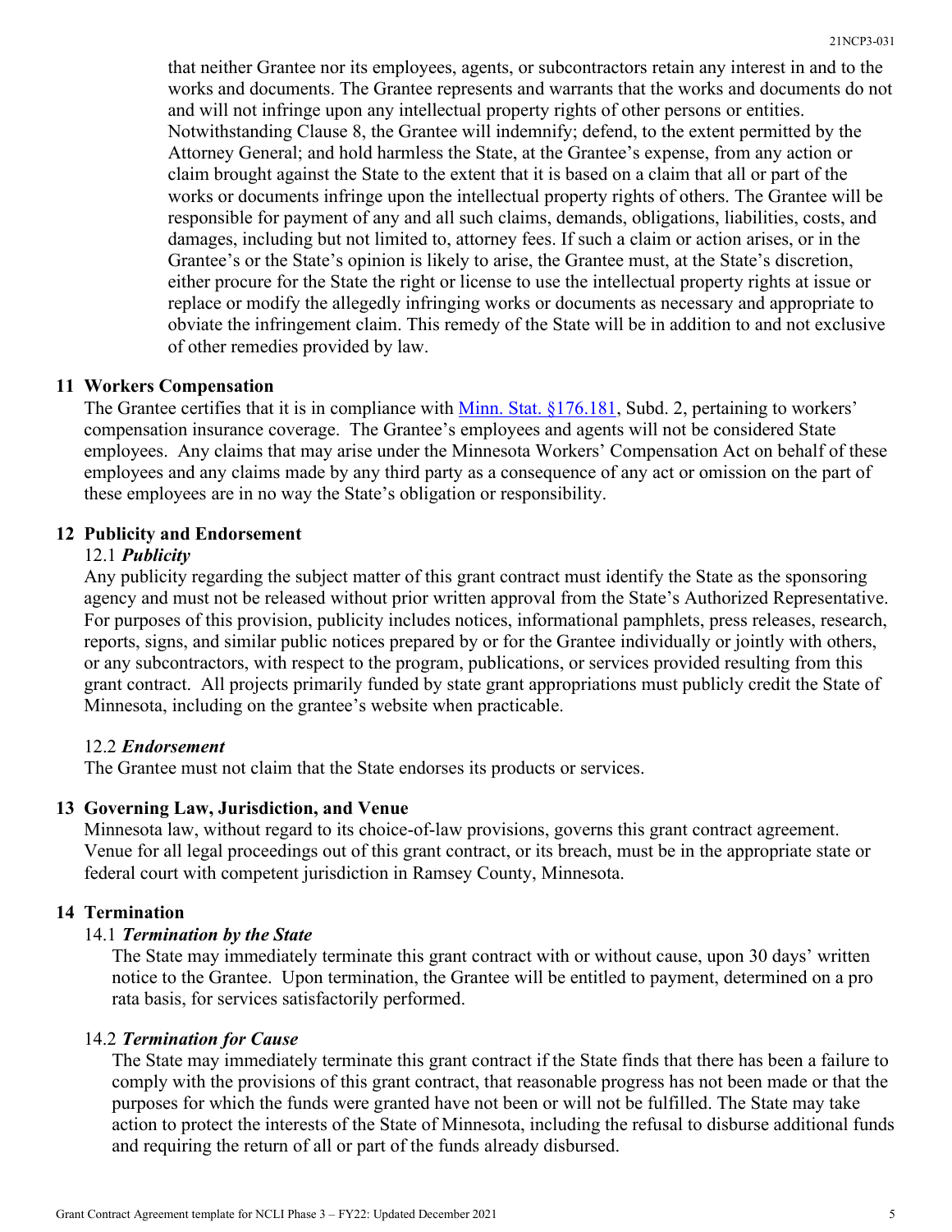that neither Grantee nor its employees, agents, or subcontractors retain any interest in and to the works and documents. The Grantee represents and warrants that the works and documents do not and will not infringe upon any intellectual property rights of other persons or entities. Notwithstanding Clause 8, the Grantee will indemnify; defend, to the extent permitted by the Attorney General; and hold harmless the State, at the Grantee's expense, from any action or claim brought against the State to the extent that it is based on a claim that all or part of the works or documents infringe upon the intellectual property rights of others. The Grantee will be responsible for payment of any and all such claims, demands, obligations, liabilities, costs, and damages, including but not limited to, attorney fees. If such a claim or action arises, or in the Grantee's or the State's opinion is likely to arise, the Grantee must, at the State's discretion, either procure for the State the right or license to use the intellectual property rights at issue or replace or modify the allegedly infringing works or documents as necessary and appropriate to obviate the infringement claim. This remedy of the State will be in addition to and not exclusive of other remedies provided by law.

## 11 Workers Compensation

The Grantee certifies that it is in compliance with Minn. Stat. §176.181, Subd. 2, pertaining to workers' compensation insurance coverage. The Grantee's employees and agents will not be considered State employees. Any claims that may arise under the Minnesota Workers' Compensation Act on behalf of these employees and any claims made by any third party as a consequence of any act or omission on the part of these employees are in no way the State's obligation or responsibility.

## 12 Publicity and Endorsement

### 12.1 *Publicity*

Any publicity regarding the subject matter of this grant contract must identify the State as the sponsoring agency and must not be released without prior written approval from the State's Authorized Representative. For purposes of this provision, publicity includes notices, informational pamphlets, press releases, research, reports, signs, and similar public notices prepared by or for the Grantee individually or jointly with others, or any subcontractors, with respect to the program, publications, or services provided resulting from this grant contract. All projects primarily funded by state grant appropriations must publicly credit the State of Minnesota, including on the grantee's website when practicable.

### 12.2 *Endorsement*

The Grantee must not claim that the State endorses its products or services.

## 13 Governing Law, Jurisdiction, and Venue

Minnesota law, without regard to its choice-of-law provisions, governs this grant contract agreement. Venue for all legal proceedings out of this grant contract, or its breach, must be in the appropriate state or federal court with competent jurisdiction in Ramsey County, Minnesota.

## 14 Termination

### 14.1 *Termination by the State*

The State may immediately terminate this grant contract with or without cause, upon 30 days' written notice to the Grantee. Upon termination, the Grantee will be entitled to payment, determined on a pro rata basis, for services satisfactorily performed.

### 14.2 *Termination for Cause*

The State may immediately terminate this grant contract if the State finds that there has been a failure to comply with the provisions of this grant contract, that reasonable progress has not been made or that the purposes for which the funds were granted have not been or will not be fulfilled. The State may take action to protect the interests of the State of Minnesota, including the refusal to disburse additional funds and requiring the return of all or part of the funds already disbursed.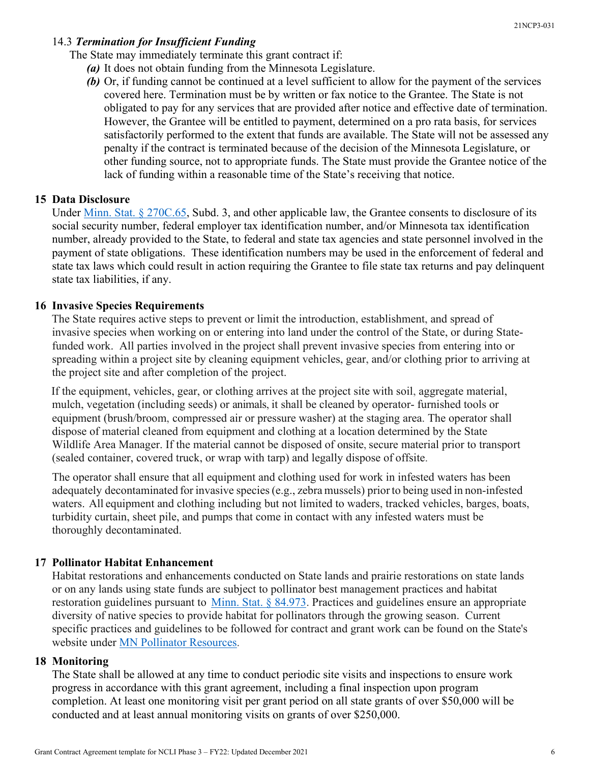### 14.3 *Termination for Insufficient Funding*

The State may immediately terminate this grant contract if:

- ***(a)*** It does not obtain funding from the Minnesota Legislature.
- ***(b)*** Or, if funding cannot be continued at a level sufficient to allow for the payment of the services covered here. Termination must be by written or fax notice to the Grantee. The State is not obligated to pay for any services that are provided after notice and effective date of termination. However, the Grantee will be entitled to payment, determined on a pro rata basis, for services satisfactorily performed to the extent that funds are available. The State will not be assessed any penalty if the contract is terminated because of the decision of the Minnesota Legislature, or other funding source, not to appropriate funds. The State must provide the Grantee notice of the lack of funding within a reasonable time of the State's receiving that notice.

## 15 Data Disclosure

Under Minn. Stat. § 270C.65, Subd. 3, and other applicable law, the Grantee consents to disclosure of its social security number, federal employer tax identification number, and/or Minnesota tax identification number, already provided to the State, to federal and state tax agencies and state personnel involved in the payment of state obligations. These identification numbers may be used in the enforcement of federal and state tax laws which could result in action requiring the Grantee to file state tax returns and pay delinquent state tax liabilities, if any.

## 16 Invasive Species Requirements

The State requires active steps to prevent or limit the introduction, establishment, and spread of invasive species when working on or entering into land under the control of the State, or during State-funded work. All parties involved in the project shall prevent invasive species from entering into or spreading within a project site by cleaning equipment vehicles, gear, and/or clothing prior to arriving at the project site and after completion of the project.

If the equipment, vehicles, gear, or clothing arrives at the project site with soil, aggregate material, mulch, vegetation (including seeds) or animals, it shall be cleaned by operator- furnished tools or equipment (brush/broom, compressed air or pressure washer) at the staging area. The operator shall dispose of material cleaned from equipment and clothing at a location determined by the State Wildlife Area Manager. If the material cannot be disposed of onsite, secure material prior to transport (sealed container, covered truck, or wrap with tarp) and legally dispose of offsite.

The operator shall ensure that all equipment and clothing used for work in infested waters has been adequately decontaminated for invasive species (e.g., zebra mussels) prior to being used in non-infested waters. All equipment and clothing including but not limited to waders, tracked vehicles, barges, boats, turbidity curtain, sheet pile, and pumps that come in contact with any infested waters must be thoroughly decontaminated.

## 17 Pollinator Habitat Enhancement

Habitat restorations and enhancements conducted on State lands and prairie restorations on state lands or on any lands using state funds are subject to pollinator best management practices and habitat restoration guidelines pursuant to Minn. Stat. § 84.973. Practices and guidelines ensure an appropriate diversity of native species to provide habitat for pollinators through the growing season. Current specific practices and guidelines to be followed for contract and grant work can be found on the State's website under MN Pollinator Resources.

## 18 Monitoring

The State shall be allowed at any time to conduct periodic site visits and inspections to ensure work progress in accordance with this grant agreement, including a final inspection upon program completion. At least one monitoring visit per grant period on all state grants of over $50,000 will be conducted and at least annual monitoring visits on grants of over $250,000.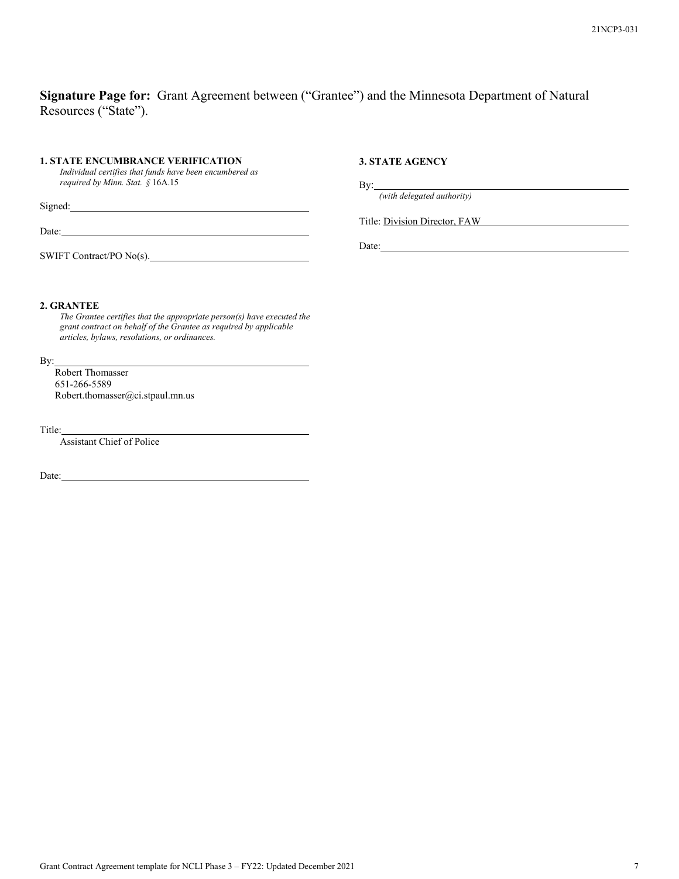**Signature Page for:** Grant Agreement between ("Grantee") and the Minnesota Department of Natural Resources ("State").

**1. STATE ENCUMBRANCE VERIFICATION**

*Individual certifies that funds have been encumbered as required by Minn. Stat. §* 16A.15

Signed:\_\_\_\_\_\_\_\_\_\_\_\_\_\_\_\_\_\_\_\_\_\_\_\_\_\_\_\_\_\_\_\_\_\_\_\_

Date:\_\_\_\_\_\_\_\_\_\_\_\_\_\_\_\_\_\_\_\_\_\_\_\_\_\_\_\_\_\_\_\_\_\_\_\_

SWIFT Contract/PO No(s).\_\_\_\_\_\_\_\_\_\_\_\_\_\_\_\_\_\_\_\_\_\_\_\_

**2. GRANTEE**

*The Grantee certifies that the appropriate person(s) have executed the grant contract on behalf of the Grantee as required by applicable articles, bylaws, resolutions, or ordinances.*

By:\_\_\_\_\_\_\_\_\_\_\_\_\_\_\_\_\_\_\_\_\_\_\_\_\_\_\_\_\_\_\_\_\_\_\_\_

Robert Thomasser
651-266-5589
Robert.thomasser@ci.stpaul.mn.us

Title:\_\_\_\_\_\_\_\_\_\_\_\_\_\_\_\_\_\_\_\_\_\_\_\_\_\_\_\_\_\_\_\_\_\_\_\_

Assistant Chief of Police

Date:\_\_\_\_\_\_\_\_\_\_\_\_\_\_\_\_\_\_\_\_\_\_\_\_\_\_\_\_\_\_\_\_\_\_\_\_

**3. STATE AGENCY**

By:\_\_\_\_\_\_\_\_\_\_\_\_\_\_\_\_\_\_\_\_\_\_\_\_\_\_\_\_\_\_\_\_\_\_\_\_

*(with delegated authority)*

Title: Division Director, FAW

Date:\_\_\_\_\_\_\_\_\_\_\_\_\_\_\_\_\_\_\_\_\_\_\_\_\_\_\_\_\_\_\_\_\_\_\_\_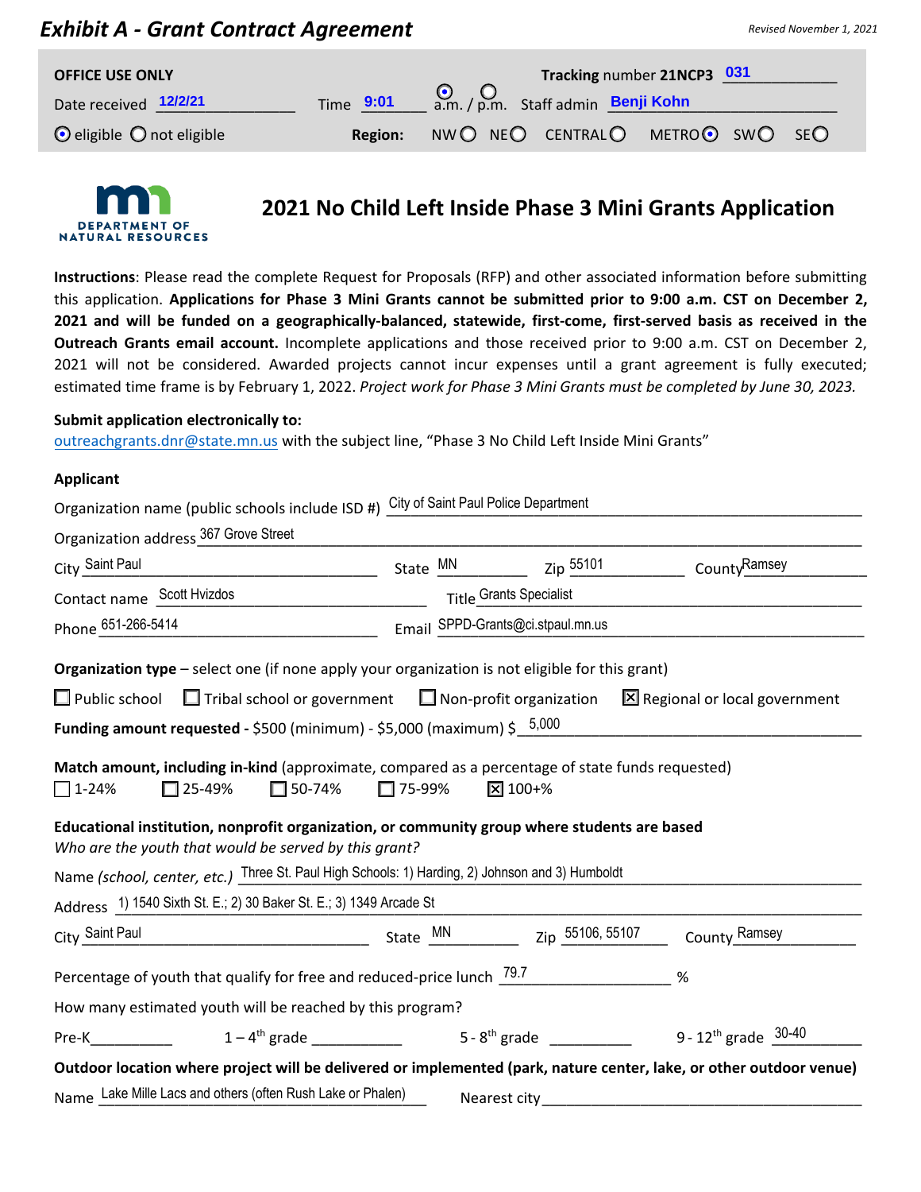## Exhibit A - Grant Contract Agreement

*Revised November 1, 2021*

**OFFICE USE ONLY** | **Tracking number 21NCP3** 031

Date received 12/2/21 | Time 9:01 ◉ a.m. / ○ p.m. | Staff admin Benji Kohn

◉ eligible ○ not eligible | **Region:** NW ○ NE ○ CENTRAL ○ METRO ◉ SW ○ SE ○

DEPARTMENT OF NATURAL RESOURCES

# 2021 No Child Left Inside Phase 3 Mini Grants Application

**Instructions**: Please read the complete Request for Proposals (RFP) and other associated information before submitting this application. **Applications for Phase 3 Mini Grants cannot be submitted prior to 9:00 a.m. CST on December 2, 2021 and will be funded on a geographically-balanced, statewide, first-come, first-served basis as received in the Outreach Grants email account.** Incomplete applications and those received prior to 9:00 a.m. CST on December 2, 2021 will not be considered. Awarded projects cannot incur expenses until a grant agreement is fully executed; estimated time frame is by February 1, 2022. *Project work for Phase 3 Mini Grants must be completed by June 30, 2023.*

**Submit application electronically to:**
outreachgrants.dnr@state.mn.us with the subject line, "Phase 3 No Child Left Inside Mini Grants"

**Applicant**

Organization name (public schools include ISD #) City of Saint Paul Police Department

Organization address 367 Grove Street

City Saint Paul State MN Zip 55101 County Ramsey

Contact name Scott Hvizdos Title Grants Specialist

Phone 651-266-5414 Email SPPD-Grants@ci.stpaul.mn.us

**Organization type** – select one (if none apply your organization is not eligible for this grant)

☐ Public school ☐ Tribal school or government ☐ Non-profit organization ☒ Regional or local government

**Funding amount requested -** $500 (minimum) - $5,000 (maximum) $ 5,000

**Match amount, including in-kind** (approximate, compared as a percentage of state funds requested)

☐ 1-24% ☐ 25-49% ☐ 50-74% ☐ 75-99% ☒ 100+%

**Educational institution, nonprofit organization, or community group where students are based**
*Who are the youth that would be served by this grant?*

Name *(school, center, etc.)* Three St. Paul High Schools: 1) Harding, 2) Johnson and 3) Humboldt

Address 1) 1540 Sixth St. E.; 2) 30 Baker St. E.; 3) 1349 Arcade St

City Saint Paul State MN Zip 55106, 55107 County Ramsey

Percentage of youth that qualify for free and reduced-price lunch 79.7 %

How many estimated youth will be reached by this program?

Pre-K\_\_\_\_\_\_ 1 – 4th grade \_\_\_\_\_\_ 5 - 8th grade \_\_\_\_\_\_ 9 - 12th grade 30-40

**Outdoor location where project will be delivered or implemented (park, nature center, lake, or other outdoor venue)**

Name Lake Mille Lacs and others (often Rush Lake or Phalen) Nearest city\_\_\_\_\_\_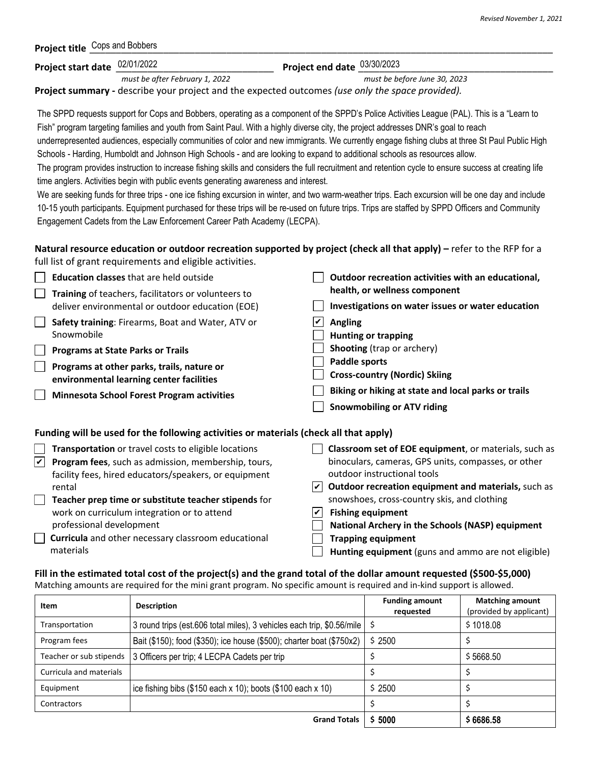*Revised November 1, 2021*

**Project title** Cops and Bobbers

**Project start date** 02/01/2022 **Project end date** 03/30/2023

*must be after February 1, 2022* *must be before June 30, 2023*

**Project summary -** describe your project and the expected outcomes *(use only the space provided).*

The SPPD requests support for Cops and Bobbers, operating as a component of the SPPD's Police Activities League (PAL). This is a "Learn to Fish" program targeting families and youth from Saint Paul. With a highly diverse city, the project addresses DNR's goal to reach underrepresented audiences, especially communities of color and new immigrants. We currently engage fishing clubs at three St Paul Public High Schools - Harding, Humboldt and Johnson High Schools - and are looking to expand to additional schools as resources allow.
The program provides instruction to increase fishing skills and considers the full recruitment and retention cycle to ensure success at creating life time anglers. Activities begin with public events generating awareness and interest.
We are seeking funds for three trips - one ice fishing excursion in winter, and two warm-weather trips. Each excursion will be one day and include 10-15 youth participants. Equipment purchased for these trips will be re-used on future trips. Trips are staffed by SPPD Officers and Community Engagement Cadets from the Law Enforcement Career Path Academy (LECPA).

**Natural resource education or outdoor recreation supported by project (check all that apply) –** refer to the RFP for a full list of grant requirements and eligible activities.

- ☐ **Education classes** that are held outside
- ☐ **Training** of teachers, facilitators or volunteers to deliver environmental or outdoor education (EOE)
- ☐ **Safety training**: Firearms, Boat and Water, ATV or Snowmobile
- ☐ **Programs at State Parks or Trails**
- ☐ **Programs at other parks, trails, nature or environmental learning center facilities**
- ☐ **Minnesota School Forest Program activities**
- ☐ **Outdoor recreation activities with an educational, health, or wellness component**
- ☐ **Investigations on water issues or water education**
- ☑ **Angling**
- ☐ **Hunting or trapping**
- ☐ **Shooting** (trap or archery)
- ☐ **Paddle sports**
- ☐ **Cross-country (Nordic) Skiing**
- ☐ **Biking or hiking at state and local parks or trails**
- ☐ **Snowmobiling or ATV riding**

**Funding will be used for the following activities or materials (check all that apply)**

- ☐ **Transportation** or travel costs to eligible locations
- ☑ **Program fees**, such as admission, membership, tours, facility fees, hired educators/speakers, or equipment rental
- ☐ **Teacher prep time or substitute teacher stipends** for work on curriculum integration or to attend professional development
- ☐ **Curricula** and other necessary classroom educational materials
- ☐ **Classroom set of EOE equipment**, or materials, such as binoculars, cameras, GPS units, compasses, or other outdoor instructional tools
- ☑ **Outdoor recreation equipment and materials,** such as snowshoes, cross-country skis, and clothing
- ☑ **Fishing equipment**
- ☐ **National Archery in the Schools (NASP) equipment**
- ☐ **Trapping equipment**
- ☐ **Hunting equipment** (guns and ammo are not eligible)

**Fill in the estimated total cost of the project(s) and the grand total of the dollar amount requested ($500-$5,000)**
Matching amounts are required for the mini grant program. No specific amount is required and in-kind support is allowed.

| Item | Description | Funding amount requested | Matching amount (provided by applicant) |
|---|---|---|---|
| Transportation | 3 round trips (est.606 total miles), 3 vehicles each trip, $0.56/mile | $ | $ 1018.08 |
| Program fees | Bait ($150); food ($350); ice house ($500); charter boat ($750x2) | $ 2500 | $ |
| Teacher or sub stipends | 3 Officers per trip; 4 LECPA Cadets per trip | $ | $ 5668.50 |
| Curricula and materials | | $ | $ |
| Equipment | ice fishing bibs ($150 each x 10); boots ($100 each x 10) | $ 2500 | $ |
| Contractors | | $ | $ |
| | **Grand Totals** | **$ 5000** | **$ 6686.58** |